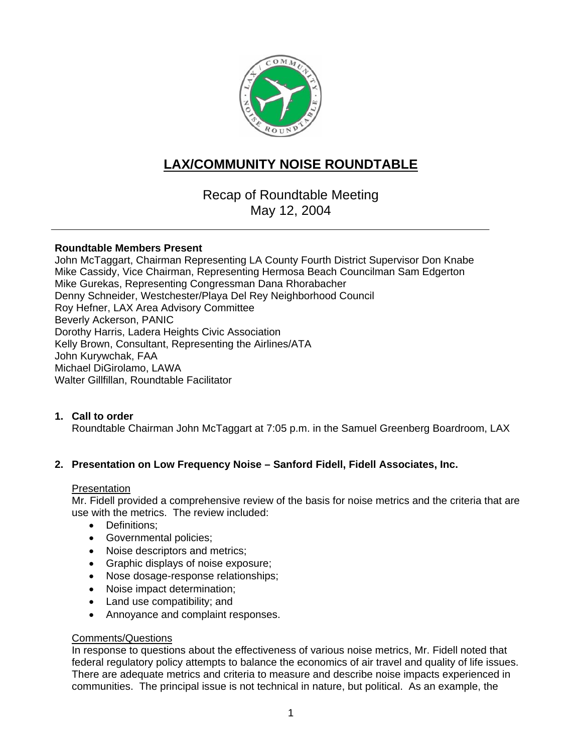# LAX/COMMUNITY NOISE ROUNDTABLE

Recap of Roundtable Meeting
May 12, 2004

---

**Roundtable Members Present**

John McTaggart, Chairman Representing LA County Fourth District Supervisor Don Knabe
Mike Cassidy, Vice Chairman, Representing Hermosa Beach Councilman Sam Edgerton
Mike Gurekas, Representing Congressman Dana Rhorabacher
Denny Schneider, Westchester/Playa Del Rey Neighborhood Council
Roy Hefner, LAX Area Advisory Committee
Beverly Ackerson, PANIC
Dorothy Harris, Ladera Heights Civic Association
Kelly Brown, Consultant, Representing the Airlines/ATA
John Kurywchak, FAA
Michael DiGirolamo, LAWA
Walter Gillfillan, Roundtable Facilitator

**1. Call to order**

Roundtable Chairman John McTaggart at 7:05 p.m. in the Samuel Greenberg Boardroom, LAX

**2. Presentation on Low Frequency Noise – Sanford Fidell, Fidell Associates, Inc.**

Presentation

Mr. Fidell provided a comprehensive review of the basis for noise metrics and the criteria that are use with the metrics. The review included:

- Definitions;
- Governmental policies;
- Noise descriptors and metrics;
- Graphic displays of noise exposure;
- Nose dosage-response relationships;
- Noise impact determination;
- Land use compatibility; and
- Annoyance and complaint responses.

Comments/Questions

In response to questions about the effectiveness of various noise metrics, Mr. Fidell noted that federal regulatory policy attempts to balance the economics of air travel and quality of life issues. There are adequate metrics and criteria to measure and describe noise impacts experienced in communities. The principal issue is not technical in nature, but political. As an example, the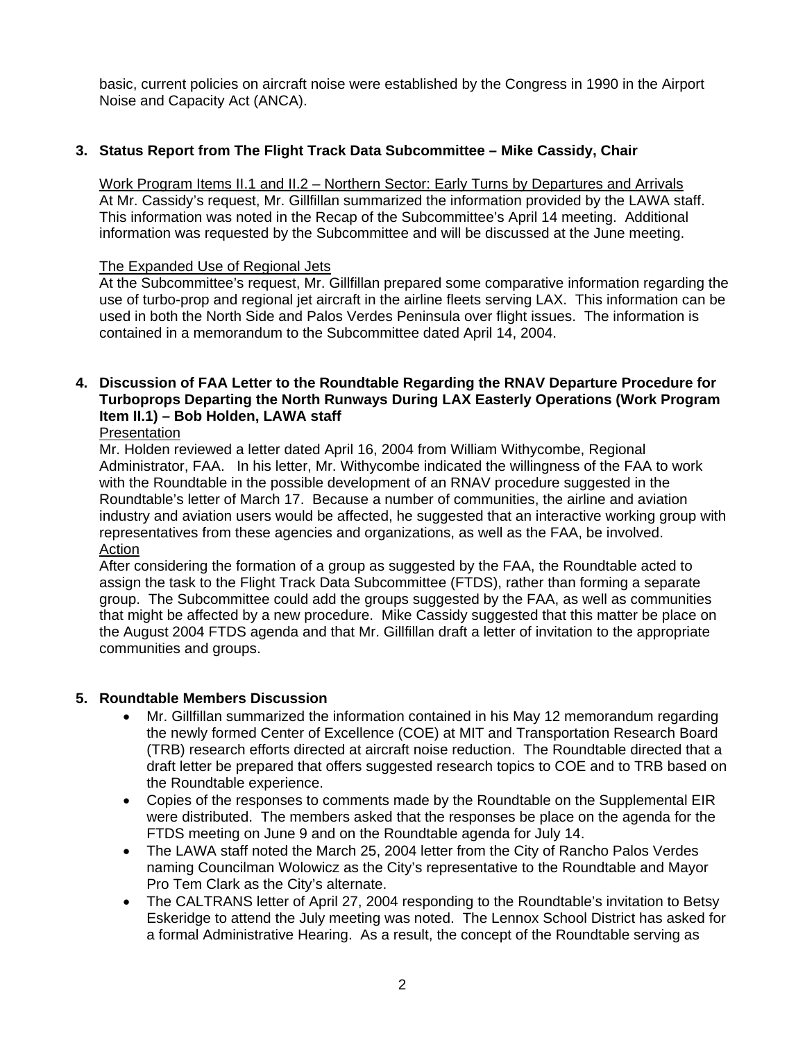basic, current policies on aircraft noise were established by the Congress in 1990 in the Airport Noise and Capacity Act (ANCA).

**3. Status Report from The Flight Track Data Subcommittee – Mike Cassidy, Chair**

Work Program Items II.1 and II.2 – Northern Sector: Early Turns by Departures and Arrivals
At Mr. Cassidy's request, Mr. Gillfillan summarized the information provided by the LAWA staff. This information was noted in the Recap of the Subcommittee's April 14 meeting. Additional information was requested by the Subcommittee and will be discussed at the June meeting.

The Expanded Use of Regional Jets
At the Subcommittee's request, Mr. Gillfillan prepared some comparative information regarding the use of turbo-prop and regional jet aircraft in the airline fleets serving LAX. This information can be used in both the North Side and Palos Verdes Peninsula over flight issues. The information is contained in a memorandum to the Subcommittee dated April 14, 2004.

**4. Discussion of FAA Letter to the Roundtable Regarding the RNAV Departure Procedure for Turboprops Departing the North Runways During LAX Easterly Operations (Work Program Item II.1) – Bob Holden, LAWA staff**

Presentation
Mr. Holden reviewed a letter dated April 16, 2004 from William Withycombe, Regional Administrator, FAA. In his letter, Mr. Withycombe indicated the willingness of the FAA to work with the Roundtable in the possible development of an RNAV procedure suggested in the Roundtable's letter of March 17. Because a number of communities, the airline and aviation industry and aviation users would be affected, he suggested that an interactive working group with representatives from these agencies and organizations, as well as the FAA, be involved.
Action
After considering the formation of a group as suggested by the FAA, the Roundtable acted to assign the task to the Flight Track Data Subcommittee (FTDS), rather than forming a separate group. The Subcommittee could add the groups suggested by the FAA, as well as communities that might be affected by a new procedure. Mike Cassidy suggested that this matter be place on the August 2004 FTDS agenda and that Mr. Gillfillan draft a letter of invitation to the appropriate communities and groups.

**5. Roundtable Members Discussion**

- Mr. Gillfillan summarized the information contained in his May 12 memorandum regarding the newly formed Center of Excellence (COE) at MIT and Transportation Research Board (TRB) research efforts directed at aircraft noise reduction. The Roundtable directed that a draft letter be prepared that offers suggested research topics to COE and to TRB based on the Roundtable experience.
- Copies of the responses to comments made by the Roundtable on the Supplemental EIR were distributed. The members asked that the responses be place on the agenda for the FTDS meeting on June 9 and on the Roundtable agenda for July 14.
- The LAWA staff noted the March 25, 2004 letter from the City of Rancho Palos Verdes naming Councilman Wolowicz as the City's representative to the Roundtable and Mayor Pro Tem Clark as the City's alternate.
- The CALTRANS letter of April 27, 2004 responding to the Roundtable's invitation to Betsy Eskeridge to attend the July meeting was noted. The Lennox School District has asked for a formal Administrative Hearing. As a result, the concept of the Roundtable serving as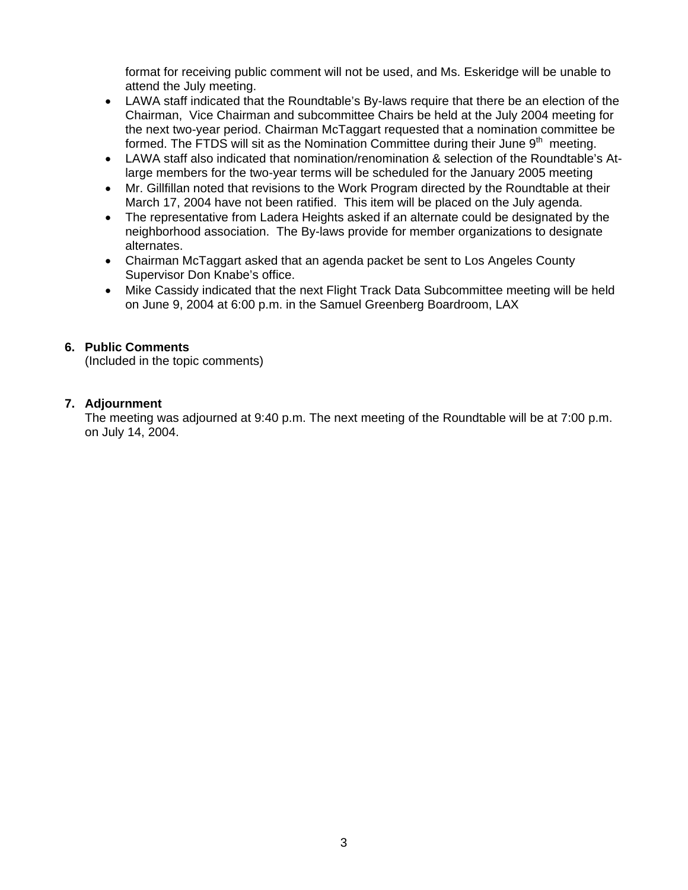format for receiving public comment will not be used, and Ms. Eskeridge will be unable to attend the July meeting.

- LAWA staff indicated that the Roundtable's By-laws require that there be an election of the Chairman, Vice Chairman and subcommittee Chairs be held at the July 2004 meeting for the next two-year period. Chairman McTaggart requested that a nomination committee be formed. The FTDS will sit as the Nomination Committee during their June 9th meeting.
- LAWA staff also indicated that nomination/renomination & selection of the Roundtable's At-large members for the two-year terms will be scheduled for the January 2005 meeting
- Mr. Gillfillan noted that revisions to the Work Program directed by the Roundtable at their March 17, 2004 have not been ratified. This item will be placed on the July agenda.
- The representative from Ladera Heights asked if an alternate could be designated by the neighborhood association. The By-laws provide for member organizations to designate alternates.
- Chairman McTaggart asked that an agenda packet be sent to Los Angeles County Supervisor Don Knabe's office.
- Mike Cassidy indicated that the next Flight Track Data Subcommittee meeting will be held on June 9, 2004 at 6:00 p.m. in the Samuel Greenberg Boardroom, LAX

**6. Public Comments**

(Included in the topic comments)

**7. Adjournment**

The meeting was adjourned at 9:40 p.m. The next meeting of the Roundtable will be at 7:00 p.m. on July 14, 2004.